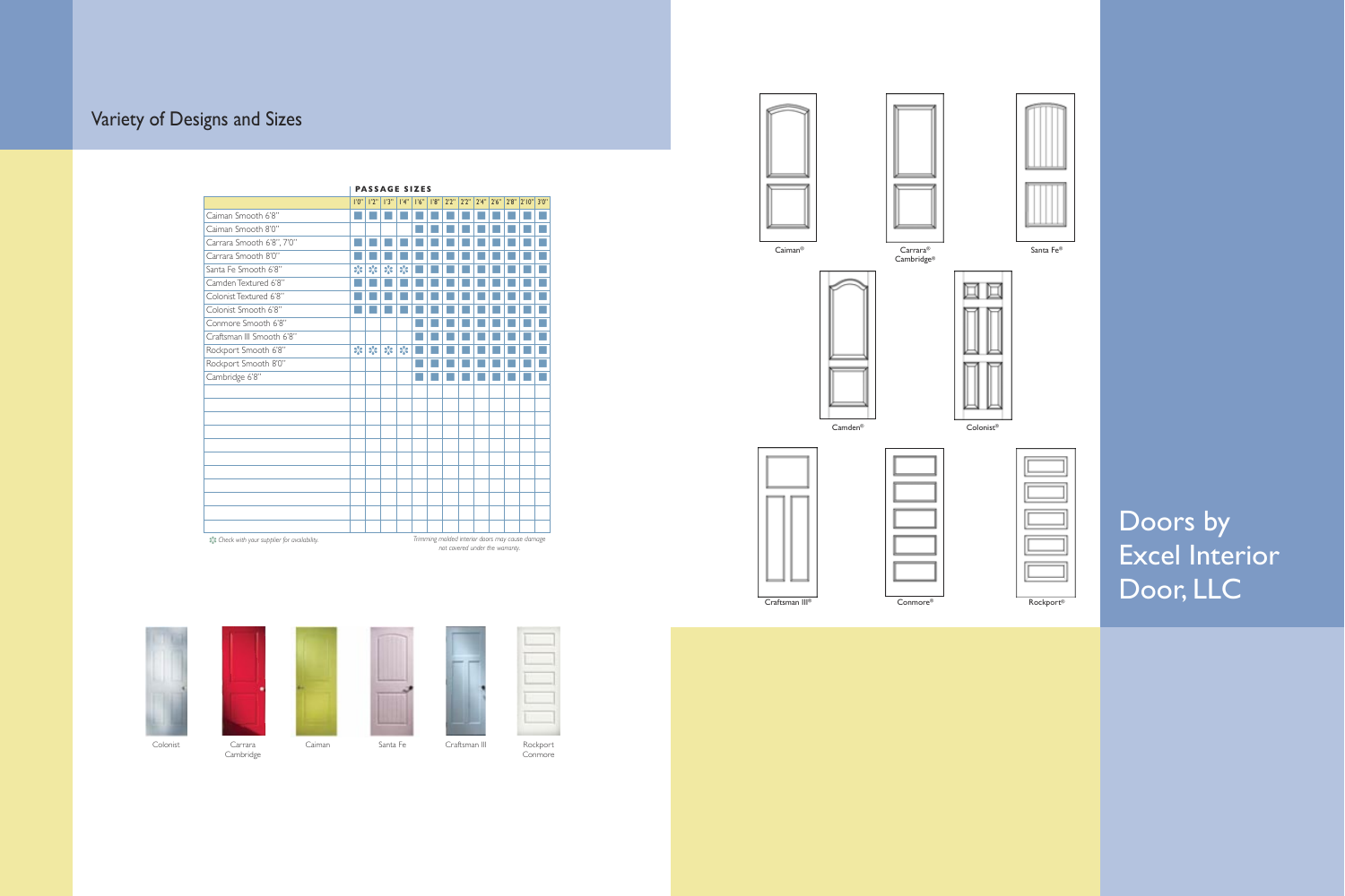## Variety of Designs and Sizes

**PASSAGE SIZES**

| | 1'0" | 1'2" | 1'3" | 1'4" | 1'6" | 1'8" | 2'2" | 2'2" | 2'4" | 2'6" | 2'8" | 2'10" | 3'0" |
|---|---|---|---|---|---|---|---|---|---|---|---|---|---|
| Caiman Smooth 6'8" | ■ | ■ | ■ | ■ | ■ | ■ | ■ | ■ | ■ | ■ | ■ | ■ | ■ |
| Caiman Smooth 8'0" | | | | | ■ | ■ | ■ | ■ | ■ | ■ | ■ | ■ | ■ |
| Carrara Smooth 6'8", 7'0" | ■ | ■ | ■ | ■ | ■ | ■ | ■ | ■ | ■ | ■ | ■ | ■ | ■ |
| Carrara Smooth 8'0" | ■ | ■ | ■ | ■ | ■ | ■ | ■ | ■ | ■ | ■ | ■ | ■ | ■ |
| Santa Fe Smooth 6'8" | ❋ | ❋ | ❋ | ❋ | ■ | ■ | ■ | ■ | ■ | ■ | ■ | ■ | ■ |
| Camden Textured 6'8" | ■ | ■ | ■ | ■ | ■ | ■ | ■ | ■ | ■ | ■ | ■ | ■ | ■ |
| Colonist Textured 6'8" | ■ | ■ | ■ | ■ | ■ | ■ | ■ | ■ | ■ | ■ | ■ | ■ | ■ |
| Colonist Smooth 6'8" | ■ | ■ | ■ | ■ | ■ | ■ | ■ | ■ | ■ | ■ | ■ | ■ | ■ |
| Conmore Smooth 6'8" | | | | | ■ | ■ | ■ | ■ | ■ | ■ | ■ | ■ | ■ |
| Craftsman III Smooth 6'8" | | | | | ■ | ■ | ■ | ■ | ■ | ■ | ■ | ■ | ■ |
| Rockport Smooth 6'8" | ❋ | ❋ | ❋ | ❋ | ■ | ■ | ■ | ■ | ■ | ■ | ■ | ■ | ■ |
| Rockport Smooth 8'0" | | | | | ■ | ■ | ■ | ■ | ■ | ■ | ■ | ■ | ■ |
| Cambridge 6'8" | | | | | ■ | ■ | ■ | ■ | ■ | ■ | ■ | ■ | ■ |

*❋ Check with your supplier for availability.*

*Trimming molded interior doors may cause damage not covered under the warranty.*

Colonist

Carrara Cambridge

Caiman

Santa Fe

Craftsman III

Rockport Conmore

Caiman®

Carrara® Cambridge®

Santa Fe®

Camden®

Colonist®

Craftsman III®

Conmore®

Rockport®

# Doors by Excel Interior Door, LLC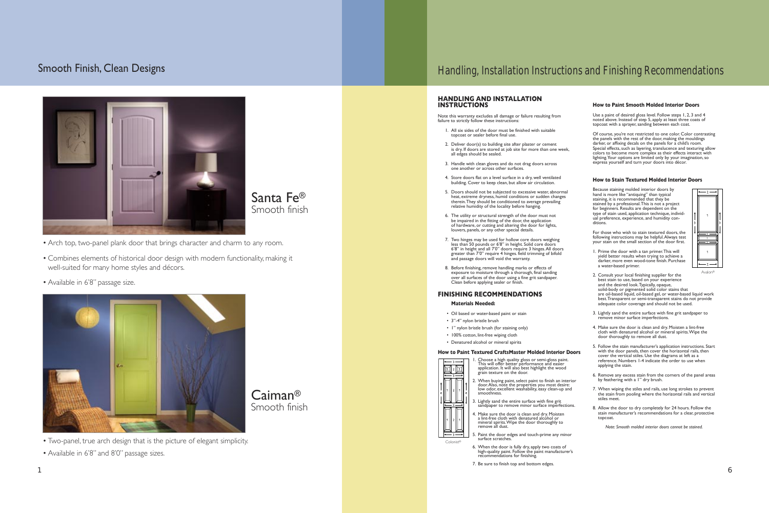## Smooth Finish, Clean Designs

### Santa Fe®
Smooth finish

- Arch top, two-panel plank door that brings character and charm to any room.
- Combines elements of historical door design with modern functionality, making it well-suited for many home styles and décors.
- Available in 6'8" passage size.

### Caiman®
Smooth finish

- Two-panel, true arch design that is the picture of elegant simplicity.
- Available in 6'8" and 8'0" passage sizes.

## Handling, Installation Instructions and Finishing Recommendations

### HANDLING AND INSTALLATION INSTRUCTIONS

Note this warranty excludes all damage or failure resulting from failure to strictly follow these instructions:

1. All six sides of the door must be finished with suitable topcoat or sealer before final use.
2. Deliver door(s) to building site after plaster or cement is dry. If doors are stored at job site for more than one week, all edges should be sealed.
3. Handle with clean gloves and do not drag doors across one another or across other surfaces.
4. Store doors flat on a level surface in a dry, well ventilated building. Cover to keep clean, but allow air circulation.
5. Doors should not be subjected to excessive water, abnormal heat, extreme dryness, humid conditions or sudden changes therein. They should be conditioned to average prevailing relative humidity of the locality before hanging.
6. The utility or structural strength of the door must not be impaired in the fitting of the door, the application of hardware, or cutting and altering the door for lights, louvers, panels, or any other special details.
7. Two hinges may be used for hollow core doors weighing less than 50 pounds or 6'8" in height. Solid core doors 6'8" in height and all 7'0" doors require 3 hinges. All doors greater than 7'0" require 4 hinges. field trimming of bifold and passage doors will void the warranty.
8. Before finishing, remove handling marks or effects of exposure to moisture through a thorough, final sanding over all surfaces of the door using a fine grit sandpaper. Clean before applying sealer or finish.

### FINISHING RECOMMENDATIONS

**Materials Needed:**

- Oil based or water-based paint or stain
- 3"-4" nylon bristle brush
- 1" nylon bristle brush (for staining only)
- 100% cotton, lint-free wiping cloth
- Denatured alcohol or mineral spirits

#### How to Paint Textured CraftsMaster Molded Interior Doors

1. Choose a high quality gloss or semi-gloss paint. This will offer better performance and easier application. It will also best highlight the wood grain texture on the door.
2. When buying paint, select paint to finish an interior door. Also, note the properties you most desire: low odor, excellent washability, easy clean-up and smoothness.
3. Lightly sand the entire surface with fine grit sandpaper to remove minor surface imperfections.
4. Make sure the door is clean and dry. Moisten a lint-free cloth with denatured alcohol or mineral spirits. Wipe the door thoroughly to remove all dust.
5. Paint the door edges and touch-prime any minor surface scratches.
6. When the door is fully dry, apply two coats of high-quality paint. Follow the paint manufacturer's recommendations for finishing.
7. Be sure to finish top and bottom edges.

Colonist®

#### How to Paint Smooth Molded Interior Doors

Use a paint of desired gloss level. Follow steps 1, 2, 3 and 4 noted above. Instead of step 5, apply at least three coats of topcoat with a sprayer, sanding between each coat.

Of course, you're not restricted to one color. Color contrasting the panels with the rest of the door, making the mouldings darker, or affixing decals on the panels for a child's room. Special effects, such as layering, translucence and texturing allow colors to become more complex as their effects interact with lighting. Your options are limited only by your imagination, so express yourself and turn your doors into décor.

#### How to Stain Textured Molded Interior Doors

Because staining molded interior doors by hand is more like "antiquing" than typical staining, it is recommended that they be stained by a professional. This is not a project for beginners. Results are dependent on the type of stain used, application technique, individual preference, experience, and humidity conditions.

For those who wish to stain textured doors, the following instructions may be helpful. Always test your stain on the small section of the door first.

1. Prime the door with a tan primer. This will yield better results when trying to achieve a darker, more even wood-tone finish. Purchase a water-based primer.
2. Consult your local finishing supplier for the best stain to use, based on your experience and the desired look. Typically, opaque, solid-body or pigmented solid color stains that are oil-based liquid, oil-based gel, or water-based liquid work best. Transparent or semi-transparent stains do not provide adequate color coverage and should not be used.
3. Lightly sand the entire surface with fine grit sandpaper to remove minor surface imperfections.
4. Make sure the door is clean and dry. Moisten a lint-free cloth with denatured alcohol or mineral spirits. Wipe the door thoroughly to remove all dust.
5. Follow the stain manufacturer's application instructions. Start with the door panels, then cover the horizontal rails, then cover the vertical stiles. Use the diagrams at left as a reference. Numbers 1-4 indicate the order to use when applying the stain.
6. Remove any excess stain from the corners of the panel areas by feathering with a 1" dry brush.
7. When wiping the stiles and rails, use long strokes to prevent the stain from pooling where the horizontal rails and vertical stiles meet.
8. Allow the door to dry completely for 24 hours. Follow the stain manufacturer's recommendations for a clear, protective topcoat.

Avalon®

*Note: Smooth molded interior doors cannot be stained.*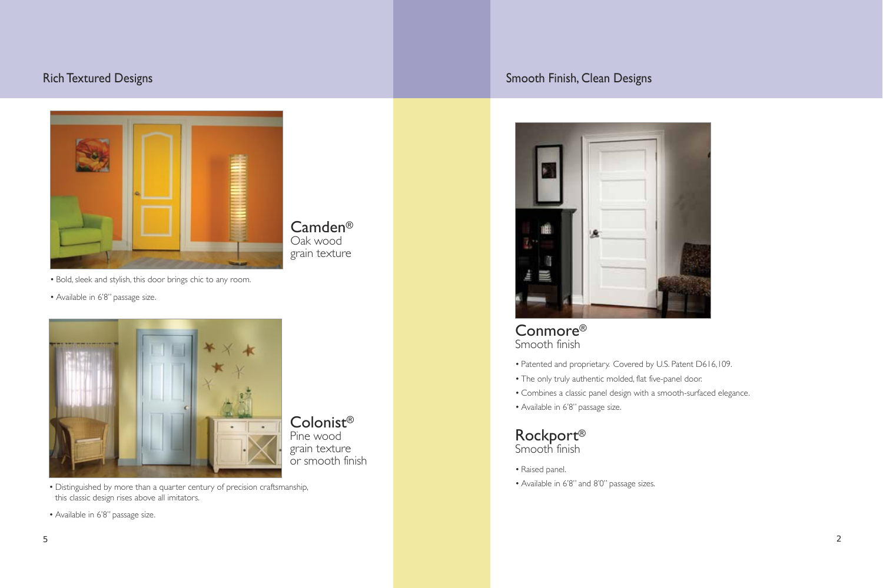## Rich Textured Designs

### Camden®
Oak wood grain texture

- Bold, sleek and stylish, this door brings chic to any room.
- Available in 6'8" passage size.

### Colonist®
Pine wood grain texture or smooth finish

- Distinguished by more than a quarter century of precision craftsmanship, this classic design rises above all imitators.
- Available in 6'8" passage size.

## Smooth Finish, Clean Designs

### Conmore®
Smooth finish

- Patented and proprietary. Covered by U.S. Patent D616,109.
- The only truly authentic molded, flat five-panel door.
- Combines a classic panel design with a smooth-surfaced elegance.
- Available in 6'8" passage size.

### Rockport®
Smooth finish

- Raised panel.
- Available in 6'8" and 8'0" passage sizes.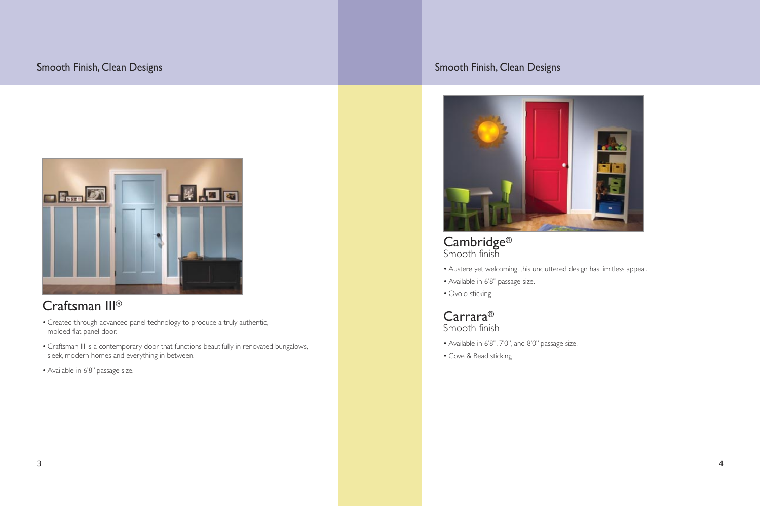## Smooth Finish, Clean Designs

### Craftsman III®

- Created through advanced panel technology to produce a truly authentic, molded flat panel door.
- Craftsman III is a contemporary door that functions beautifully in renovated bungalows, sleek, modern homes and everything in between.
- Available in 6'8" passage size.

## Smooth Finish, Clean Designs

### Cambridge®

Smooth finish

- Austere yet welcoming, this uncluttered design has limitless appeal.
- Available in 6'8" passage size.
- Ovolo sticking

### Carrara®

Smooth finish

- Available in 6'8", 7'0", and 8'0" passage size.
- Cove & Bead sticking